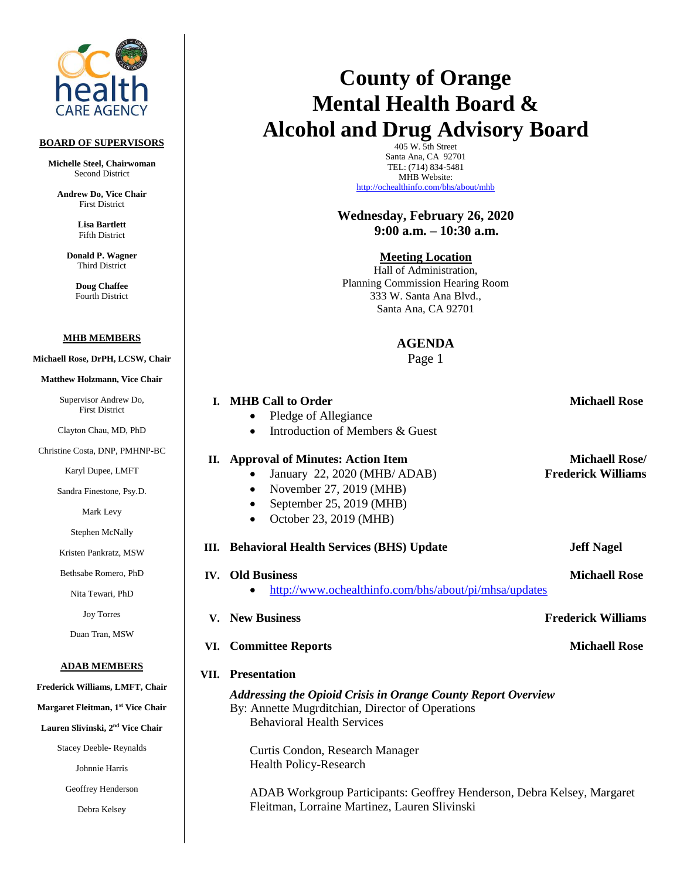# County of Orange
# Mental Health Board &
# Alcohol and Drug Advisory Board

405 W. 5th Street
Santa Ana, CA 92701
TEL: (714) 834-5481
MHB Website:
http://ochealthinfo.com/bhs/about/mhb

**Wednesday, February 26, 2020**
**9:00 a.m. – 10:30 a.m.**

**Meeting Location**
Hall of Administration,
Planning Commission Hearing Room
333 W. Santa Ana Blvd.,
Santa Ana, CA 92701

## AGENDA
Page 1

**I. MHB Call to Order** — **Michaell Rose**
- Pledge of Allegiance
- Introduction of Members & Guest

**II. Approval of Minutes: Action Item** — **Michaell Rose/ Frederick Williams**
- January 22, 2020 (MHB/ ADAB)
- November 27, 2019 (MHB)
- September 25, 2019 (MHB)
- October 23, 2019 (MHB)

**III. Behavioral Health Services (BHS) Update** — **Jeff Nagel**

**IV. Old Business** — **Michaell Rose**
- http://www.ochealthinfo.com/bhs/about/pi/mhsa/updates

**V. New Business** — **Frederick Williams**

**VI. Committee Reports** — **Michaell Rose**

**VII. Presentation**

***Addressing the Opioid Crisis in Orange County Report Overview***
By: Annette Mugrditchian, Director of Operations
Behavioral Health Services

Curtis Condon, Research Manager
Health Policy-Research

ADAB Workgroup Participants: Geoffrey Henderson, Debra Kelsey, Margaret Fleitman, Lorraine Martinez, Lauren Slivinski

---

**BOARD OF SUPERVISORS**

**Michelle Steel, Chairwoman**
Second District

**Andrew Do, Vice Chair**
First District

**Lisa Bartlett**
Fifth District

**Donald P. Wagner**
Third District

**Doug Chaffee**
Fourth District

**MHB MEMBERS**

**Michaell Rose, DrPH, LCSW, Chair**

**Matthew Holzmann, Vice Chair**

Supervisor Andrew Do,
First District

Clayton Chau, MD, PhD

Christine Costa, DNP, PMHNP-BC

Karyl Dupee, LMFT

Sandra Finestone, Psy.D.

Mark Levy

Stephen McNally

Kristen Pankratz, MSW

Bethsabe Romero, PhD

Nita Tewari, PhD

Joy Torres

Duan Tran, MSW

**ADAB MEMBERS**

**Frederick Williams, LMFT, Chair**

**Margaret Fleitman, 1st Vice Chair**

**Lauren Slivinski, 2nd Vice Chair**

Stacey Deeble- Reynalds

Johnnie Harris

Geoffrey Henderson

Debra Kelsey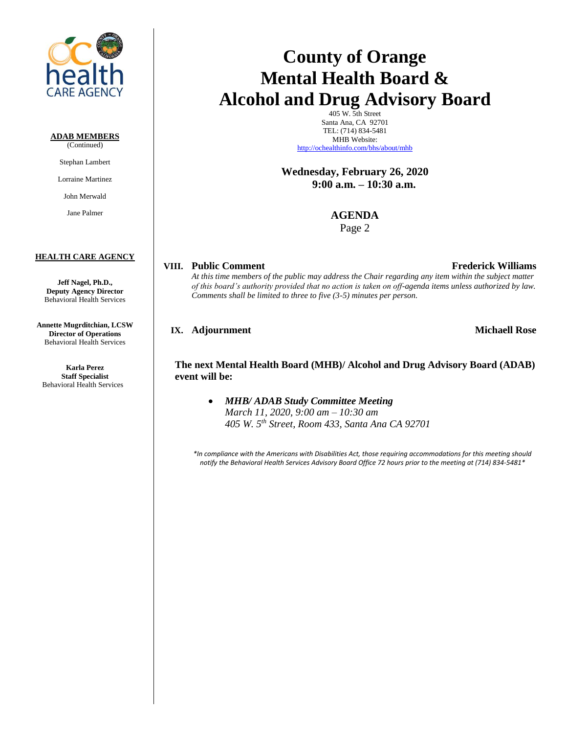# County of Orange
# Mental Health Board &
# Alcohol and Drug Advisory Board

405 W. 5th Street
Santa Ana, CA 92701
TEL: (714) 834-5481
MHB Website:
http://ochealthinfo.com/bhs/about/mhb

**Wednesday, February 26, 2020**
**9:00 a.m. – 10:30 a.m.**

## AGENDA
Page 2

**ADAB MEMBERS**
(Continued)

Stephan Lambert

Lorraine Martinez

John Merwald

Jane Palmer

**HEALTH CARE AGENCY**

**Jeff Nagel, Ph.D.,**
**Deputy Agency Director**
Behavioral Health Services

**Annette Mugrditchian, LCSW**
**Director of Operations**
Behavioral Health Services

**Karla Perez**
**Staff Specialist**
Behavioral Health Services

**VIII. Public Comment** — **Frederick Williams**

*At this time members of the public may address the Chair regarding any item within the subject matter of this board's authority provided that no action is taken on off-agenda items unless authorized by law. Comments shall be limited to three to five (3-5) minutes per person.*

**IX. Adjournment** — **Michaell Rose**

**The next Mental Health Board (MHB)/ Alcohol and Drug Advisory Board (ADAB) event will be:**

- ***MHB/ ADAB Study Committee Meeting***
  *March 11, 2020, 9:00 am – 10:30 am*
  *405 W. 5th Street, Room 433, Santa Ana CA 92701*

*\*In compliance with the Americans with Disabilities Act, those requiring accommodations for this meeting should notify the Behavioral Health Services Advisory Board Office 72 hours prior to the meeting at (714) 834-5481\**